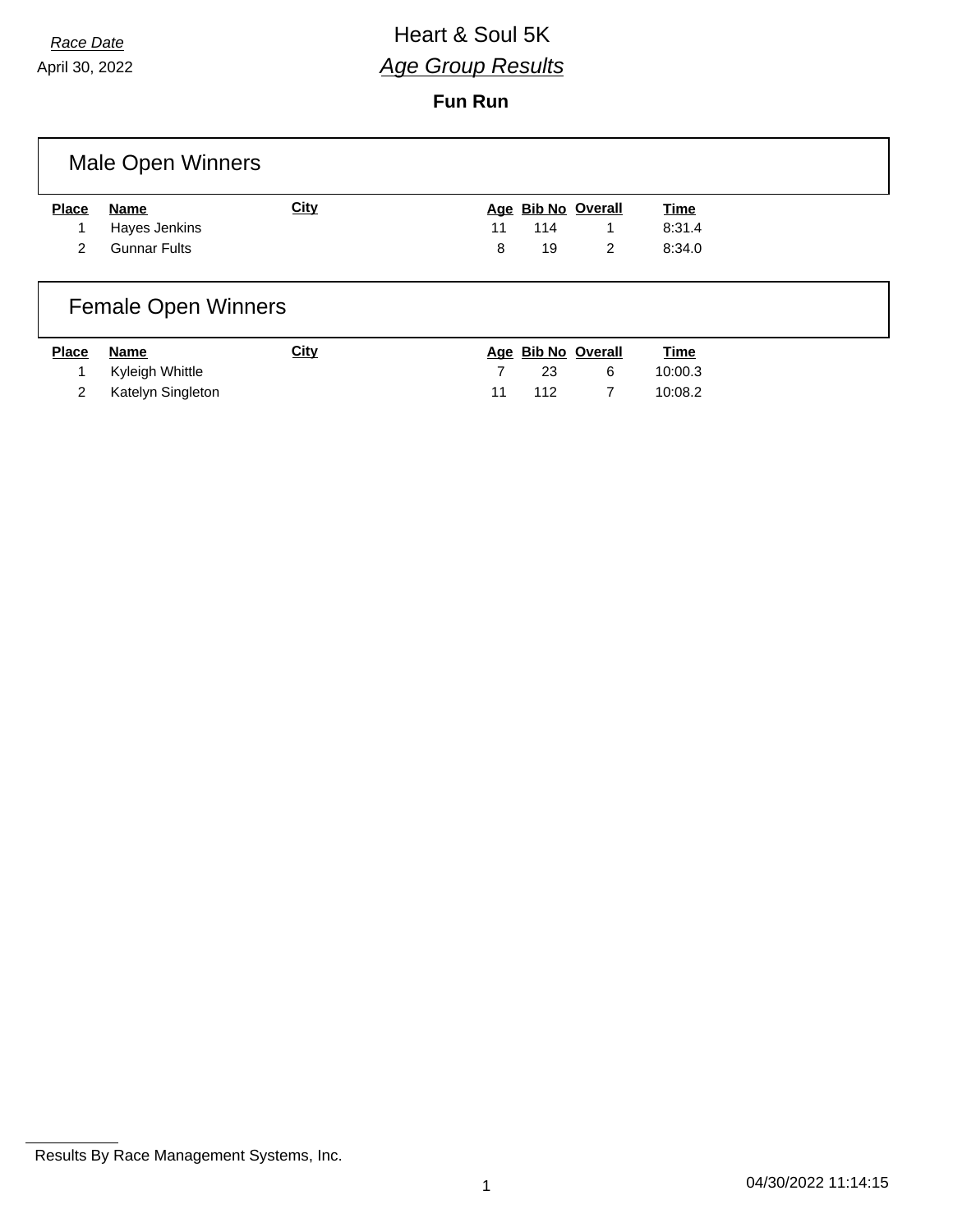*Race Date*

April 30, 2022

# Heart & Soul 5K

## *Age Group Results*

**Fun Run**

### Male Open Winners

| Place | Name | City | Age | Bib No | Overall | Time |
|---|---|---|---|---|---|---|
| 1 | Hayes Jenkins | | 11 | 114 | 1 | 8:31.4 |
| 2 | Gunnar Fults | | 8 | 19 | 2 | 8:34.0 |

### Female Open Winners

| Place | Name | City | Age | Bib No | Overall | Time |
|---|---|---|---|---|---|---|
| 1 | Kyleigh Whittle | | 7 | 23 | 6 | 10:00.3 |
| 2 | Katelyn Singleton | | 11 | 112 | 7 | 10:08.2 |

Results By Race Management Systems, Inc.

04/30/2022 11:14:15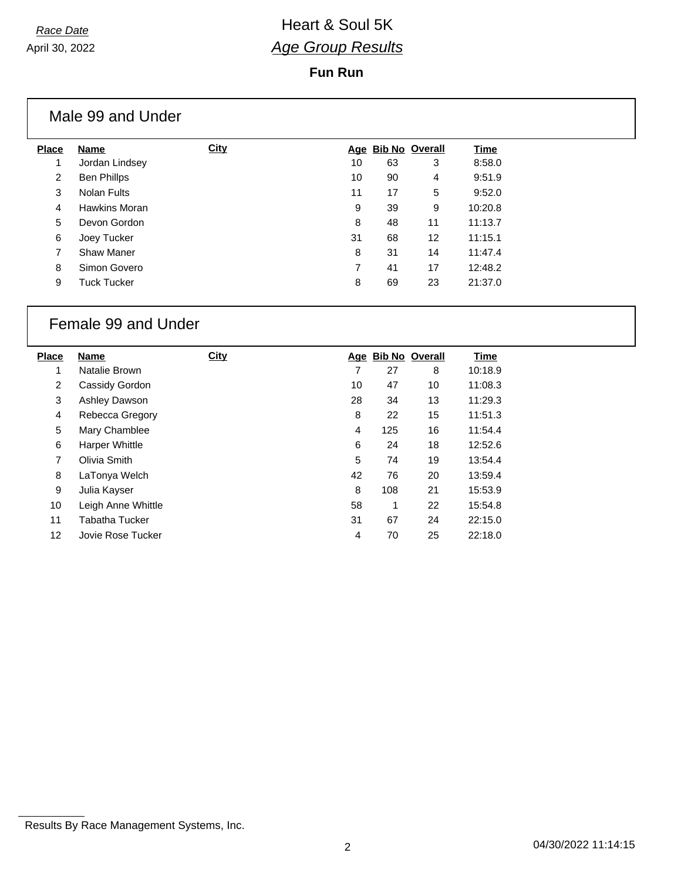Race Date

April 30, 2022

# Heart & Soul 5K

## *Age Group Results*

**Fun Run**

### Male 99 and Under

| Place | Name | City | Age | Bib No | Overall | Time |
|---|---|---|---|---|---|---|
| 1 | Jordan Lindsey | | 10 | 63 | 3 | 8:58.0 |
| 2 | Ben Phillps | | 10 | 90 | 4 | 9:51.9 |
| 3 | Nolan Fults | | 11 | 17 | 5 | 9:52.0 |
| 4 | Hawkins Moran | | 9 | 39 | 9 | 10:20.8 |
| 5 | Devon Gordon | | 8 | 48 | 11 | 11:13.7 |
| 6 | Joey Tucker | | 31 | 68 | 12 | 11:15.1 |
| 7 | Shaw Maner | | 8 | 31 | 14 | 11:47.4 |
| 8 | Simon Govero | | 7 | 41 | 17 | 12:48.2 |
| 9 | Tuck Tucker | | 8 | 69 | 23 | 21:37.0 |

### Female 99 and Under

| Place | Name | City | Age | Bib No | Overall | Time |
|---|---|---|---|---|---|---|
| 1 | Natalie Brown | | 7 | 27 | 8 | 10:18.9 |
| 2 | Cassidy Gordon | | 10 | 47 | 10 | 11:08.3 |
| 3 | Ashley Dawson | | 28 | 34 | 13 | 11:29.3 |
| 4 | Rebecca Gregory | | 8 | 22 | 15 | 11:51.3 |
| 5 | Mary Chamblee | | 4 | 125 | 16 | 11:54.4 |
| 6 | Harper Whittle | | 6 | 24 | 18 | 12:52.6 |
| 7 | Olivia Smith | | 5 | 74 | 19 | 13:54.4 |
| 8 | LaTonya Welch | | 42 | 76 | 20 | 13:59.4 |
| 9 | Julia Kayser | | 8 | 108 | 21 | 15:53.9 |
| 10 | Leigh Anne Whittle | | 58 | 1 | 22 | 15:54.8 |
| 11 | Tabatha Tucker | | 31 | 67 | 24 | 22:15.0 |
| 12 | Jovie Rose Tucker | | 4 | 70 | 25 | 22:18.0 |

Results By Race Management Systems, Inc.

04/30/2022 11:14:15